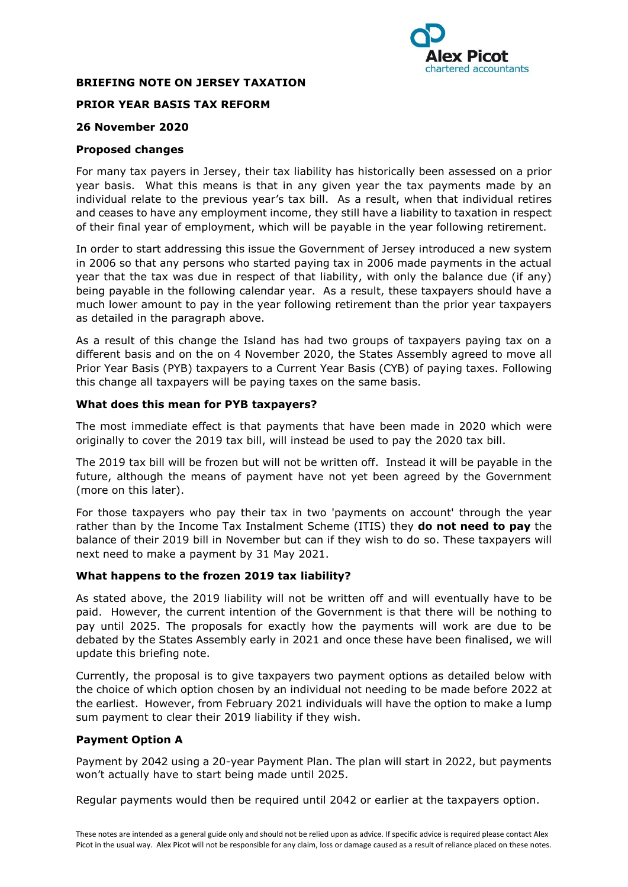**BRIEFING NOTE ON JERSEY TAXATION**

**PRIOR YEAR BASIS TAX REFORM**

**26 November 2020**

**Proposed changes**

For many tax payers in Jersey, their tax liability has historically been assessed on a prior year basis. What this means is that in any given year the tax payments made by an individual relate to the previous year's tax bill. As a result, when that individual retires and ceases to have any employment income, they still have a liability to taxation in respect of their final year of employment, which will be payable in the year following retirement.

In order to start addressing this issue the Government of Jersey introduced a new system in 2006 so that any persons who started paying tax in 2006 made payments in the actual year that the tax was due in respect of that liability, with only the balance due (if any) being payable in the following calendar year. As a result, these taxpayers should have a much lower amount to pay in the year following retirement than the prior year taxpayers as detailed in the paragraph above.

As a result of this change the Island has had two groups of taxpayers paying tax on a different basis and on the on 4 November 2020, the States Assembly agreed to move all Prior Year Basis (PYB) taxpayers to a Current Year Basis (CYB) of paying taxes. Following this change all taxpayers will be paying taxes on the same basis.

**What does this mean for PYB taxpayers?**

The most immediate effect is that payments that have been made in 2020 which were originally to cover the 2019 tax bill, will instead be used to pay the 2020 tax bill.

The 2019 tax bill will be frozen but will not be written off. Instead it will be payable in the future, although the means of payment have not yet been agreed by the Government (more on this later).

For those taxpayers who pay their tax in two 'payments on account' through the year rather than by the Income Tax Instalment Scheme (ITIS) they **do not need to pay** the balance of their 2019 bill in November but can if they wish to do so. These taxpayers will next need to make a payment by 31 May 2021.

**What happens to the frozen 2019 tax liability?**

As stated above, the 2019 liability will not be written off and will eventually have to be paid. However, the current intention of the Government is that there will be nothing to pay until 2025. The proposals for exactly how the payments will work are due to be debated by the States Assembly early in 2021 and once these have been finalised, we will update this briefing note.

Currently, the proposal is to give taxpayers two payment options as detailed below with the choice of which option chosen by an individual not needing to be made before 2022 at the earliest. However, from February 2021 individuals will have the option to make a lump sum payment to clear their 2019 liability if they wish.

**Payment Option A**

Payment by 2042 using a 20-year Payment Plan. The plan will start in 2022, but payments won't actually have to start being made until 2025.

Regular payments would then be required until 2042 or earlier at the taxpayers option.

These notes are intended as a general guide only and should not be relied upon as advice. If specific advice is required please contact Alex Picot in the usual way. Alex Picot will not be responsible for any claim, loss or damage caused as a result of reliance placed on these notes.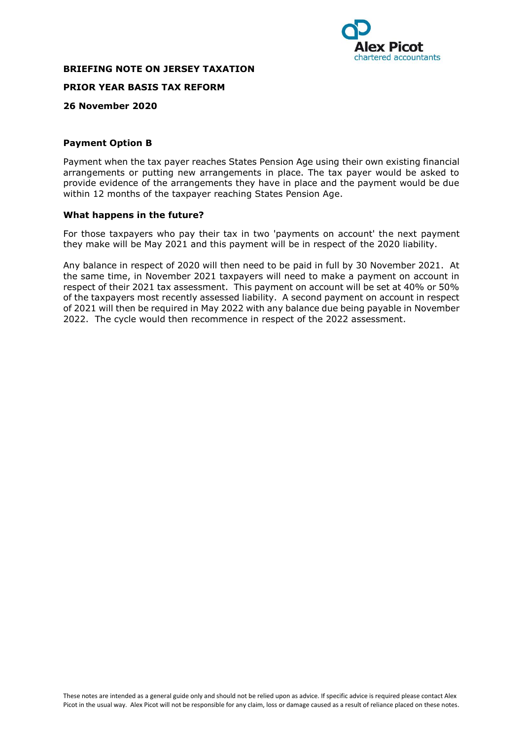**BRIEFING NOTE ON JERSEY TAXATION**

**PRIOR YEAR BASIS TAX REFORM**

**26 November 2020**

**Payment Option B**

Payment when the tax payer reaches States Pension Age using their own existing financial arrangements or putting new arrangements in place. The tax payer would be asked to provide evidence of the arrangements they have in place and the payment would be due within 12 months of the taxpayer reaching States Pension Age.

**What happens in the future?**

For those taxpayers who pay their tax in two 'payments on account' the next payment they make will be May 2021 and this payment will be in respect of the 2020 liability.

Any balance in respect of 2020 will then need to be paid in full by 30 November 2021. At the same time, in November 2021 taxpayers will need to make a payment on account in respect of their 2021 tax assessment. This payment on account will be set at 40% or 50% of the taxpayers most recently assessed liability. A second payment on account in respect of 2021 will then be required in May 2022 with any balance due being payable in November 2022. The cycle would then recommence in respect of the 2022 assessment.

These notes are intended as a general guide only and should not be relied upon as advice. If specific advice is required please contact Alex Picot in the usual way. Alex Picot will not be responsible for any claim, loss or damage caused as a result of reliance placed on these notes.